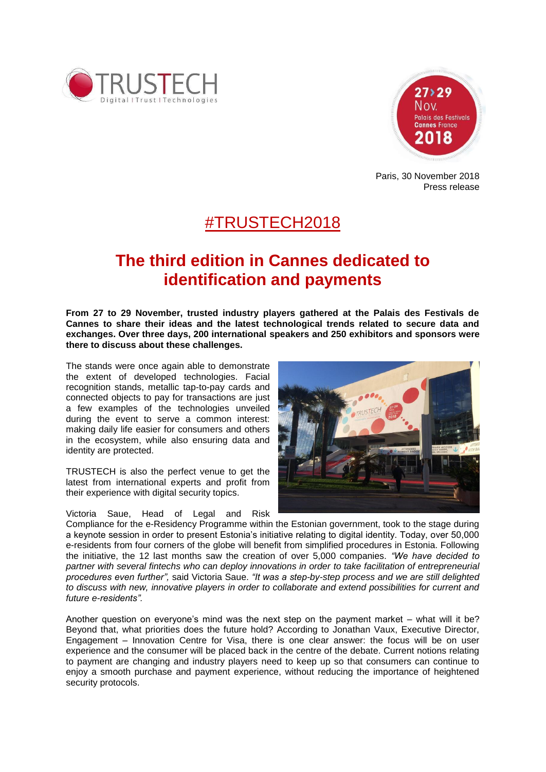Paris, 30 November 2018
Press release

# #TRUSTECH2018

# The third edition in Cannes dedicated to identification and payments

**From 27 to 29 November, trusted industry players gathered at the Palais des Festivals de Cannes to share their ideas and the latest technological trends related to secure data and exchanges. Over three days, 200 international speakers and 250 exhibitors and sponsors were there to discuss about these challenges.**

The stands were once again able to demonstrate the extent of developed technologies. Facial recognition stands, metallic tap-to-pay cards and connected objects to pay for transactions are just a few examples of the technologies unveiled during the event to serve a common interest: making daily life easier for consumers and others in the ecosystem, while also ensuring data and identity are protected.

TRUSTECH is also the perfect venue to get the latest from international experts and profit from their experience with digital security topics.

Victoria Saue, Head of Legal and Risk Compliance for the e-Residency Programme within the Estonian government, took to the stage during a keynote session in order to present Estonia's initiative relating to digital identity. Today, over 50,000 e-residents from four corners of the globe will benefit from simplified procedures in Estonia. Following the initiative, the 12 last months saw the creation of over 5,000 companies. *"We have decided to partner with several fintechs who can deploy innovations in order to take facilitation of entrepreneurial procedures even further",* said Victoria Saue. *"It was a step-by-step process and we are still delighted to discuss with new, innovative players in order to collaborate and extend possibilities for current and future e-residents".*

Another question on everyone's mind was the next step on the payment market – what will it be? Beyond that, what priorities does the future hold? According to Jonathan Vaux, Executive Director, Engagement – Innovation Centre for Visa, there is one clear answer: the focus will be on user experience and the consumer will be placed back in the centre of the debate. Current notions relating to payment are changing and industry players need to keep up so that consumers can continue to enjoy a smooth purchase and payment experience, without reducing the importance of heightened security protocols.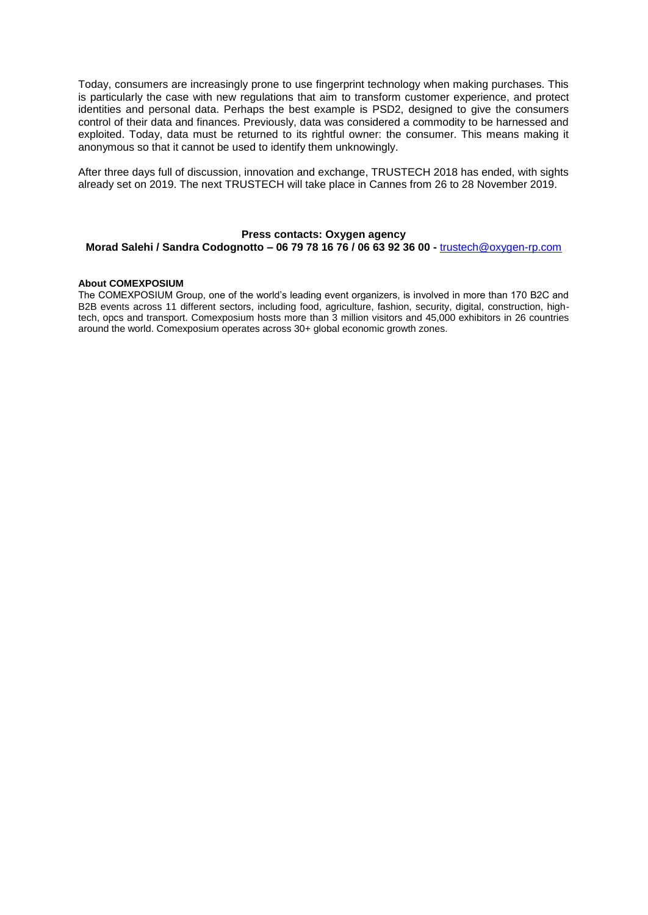Today, consumers are increasingly prone to use fingerprint technology when making purchases. This is particularly the case with new regulations that aim to transform customer experience, and protect identities and personal data. Perhaps the best example is PSD2, designed to give the consumers control of their data and finances. Previously, data was considered a commodity to be harnessed and exploited. Today, data must be returned to its rightful owner: the consumer. This means making it anonymous so that it cannot be used to identify them unknowingly.

After three days full of discussion, innovation and exchange, TRUSTECH 2018 has ended, with sights already set on 2019. The next TRUSTECH will take place in Cannes from 26 to 28 November 2019.

**Press contacts: Oxygen agency**
**Morad Salehi / Sandra Codognotto – 06 79 78 16 76 / 06 63 92 36 00 -** trustech@oxygen-rp.com

**About COMEXPOSIUM**

The COMEXPOSIUM Group, one of the world's leading event organizers, is involved in more than 170 B2C and B2B events across 11 different sectors, including food, agriculture, fashion, security, digital, construction, high-tech, opcs and transport. Comexposium hosts more than 3 million visitors and 45,000 exhibitors in 26 countries around the world. Comexposium operates across 30+ global economic growth zones.